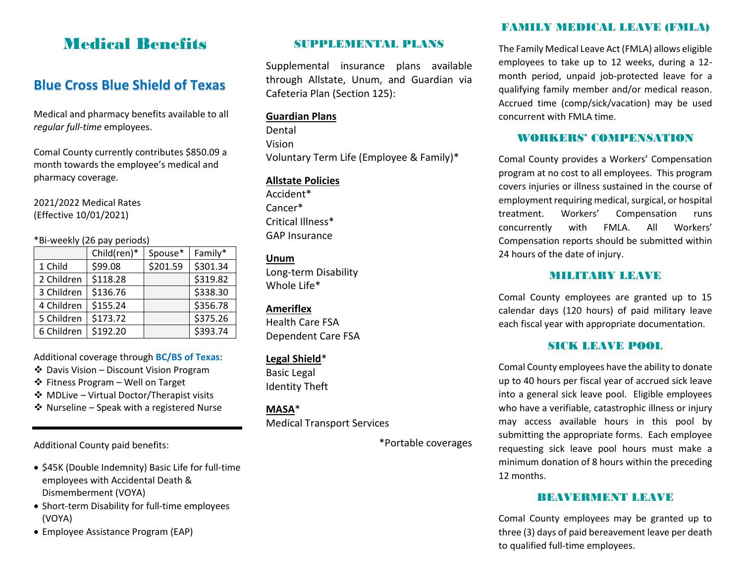# Medical Benefits

## Blue Cross Blue Shield of Texas

Medical and pharmacy benefits available to all *regular full-time* employees.

Comal County currently contributes $850.09 a month towards the employee's medical and pharmacy coverage.

2021/2022 Medical Rates
(Effective 10/01/2021)

*Bi-weekly (26 pay periods)

| | Child(ren)* | Spouse* | Family* |
|---|---|---|---|
| 1 Child | $99.08 | $201.59 | $301.34 |
| 2 Children | $118.28 | | $319.82 |
| 3 Children | $136.76 | | $338.30 |
| 4 Children | $155.24 | | $356.78 |
| 5 Children | $173.72 | | $375.26 |
| 6 Children | $192.20 | | $393.74 |

Additional coverage through **BC/BS of Texas**:

- Davis Vision – Discount Vision Program
- Fitness Program – Well on Target
- MDLive – Virtual Doctor/Therapist visits
- Nurseline – Speak with a registered Nurse

---

Additional County paid benefits:

- $45K (Double Indemnity) Basic Life for full-time employees with Accidental Death & Dismemberment (VOYA)
- Short-term Disability for full-time employees (VOYA)
- Employee Assistance Program (EAP)

## SUPPLEMENTAL PLANS

Supplemental insurance plans available through Allstate, Unum, and Guardian via Cafeteria Plan (Section 125):

**Guardian Plans**
Dental
Vision
Voluntary Term Life (Employee & Family)*

**Allstate Policies**
Accident*
Cancer*
Critical Illness*
GAP Insurance

**Unum**
Long-term Disability
Whole Life*

**Ameriflex**
Health Care FSA
Dependent Care FSA

**Legal Shield***
Basic Legal
Identity Theft

**MASA***
Medical Transport Services

*Portable coverages

## FAMILY MEDICAL LEAVE (FMLA)

The Family Medical Leave Act (FMLA) allows eligible employees to take up to 12 weeks, during a 12-month period, unpaid job-protected leave for a qualifying family member and/or medical reason. Accrued time (comp/sick/vacation) may be used concurrent with FMLA time.

## WORKERS' COMPENSATION

Comal County provides a Workers' Compensation program at no cost to all employees. This program covers injuries or illness sustained in the course of employment requiring medical, surgical, or hospital treatment. Workers' Compensation runs concurrently with FMLA. All Workers' Compensation reports should be submitted within 24 hours of the date of injury.

## MILITARY LEAVE

Comal County employees are granted up to 15 calendar days (120 hours) of paid military leave each fiscal year with appropriate documentation.

## SICK LEAVE POOL

Comal County employees have the ability to donate up to 40 hours per fiscal year of accrued sick leave into a general sick leave pool. Eligible employees who have a verifiable, catastrophic illness or injury may access available hours in this pool by submitting the appropriate forms. Each employee requesting sick leave pool hours must make a minimum donation of 8 hours within the preceding 12 months.

## BEAVERMENT LEAVE

Comal County employees may be granted up to three (3) days of paid bereavement leave per death to qualified full-time employees.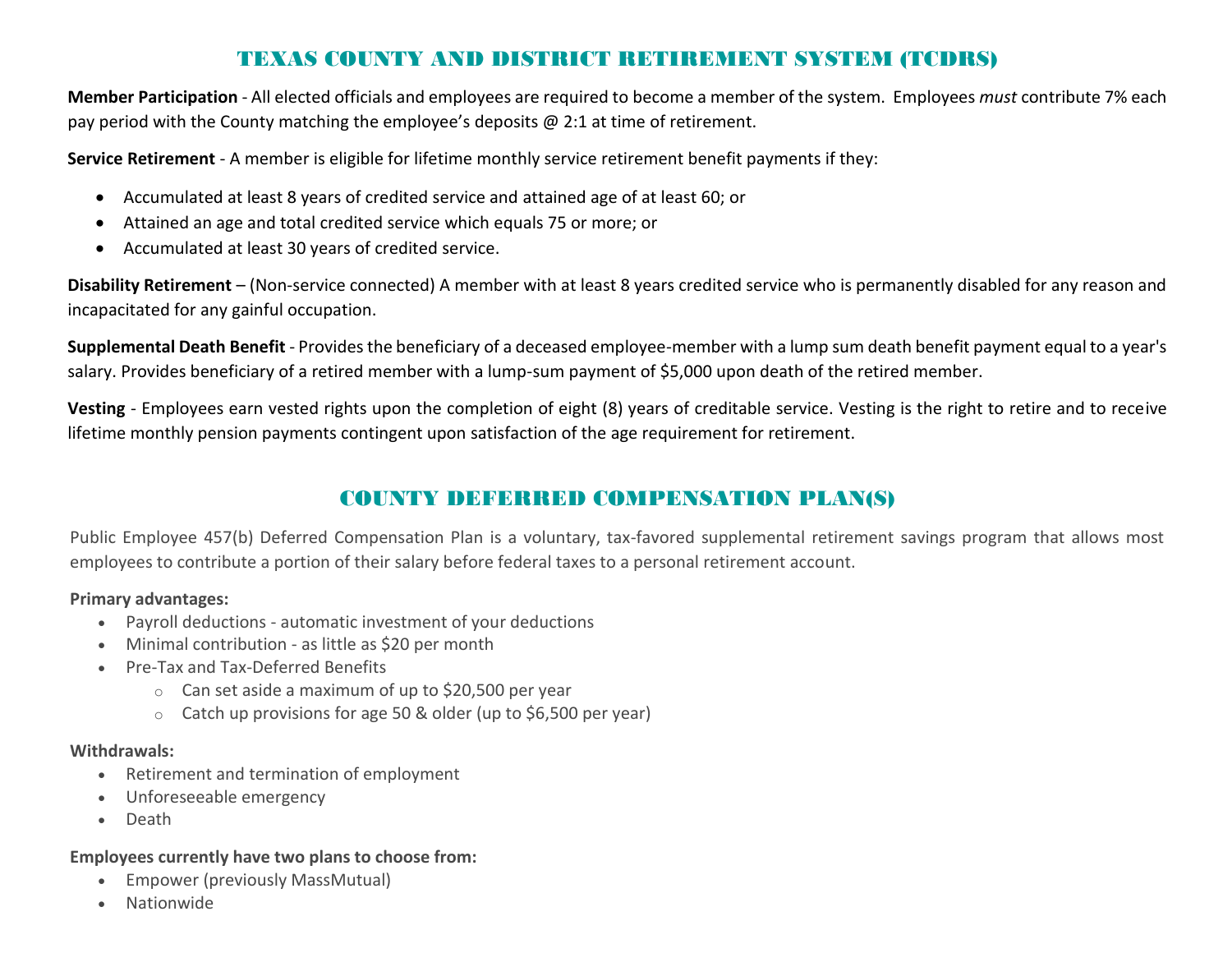## TEXAS COUNTY AND DISTRICT RETIREMENT SYSTEM (TCDRS)

**Member Participation** - All elected officials and employees are required to become a member of the system. Employees *must* contribute 7% each pay period with the County matching the employee's deposits @ 2:1 at time of retirement.

**Service Retirement** - A member is eligible for lifetime monthly service retirement benefit payments if they:

- Accumulated at least 8 years of credited service and attained age of at least 60; or
- Attained an age and total credited service which equals 75 or more; or
- Accumulated at least 30 years of credited service.

**Disability Retirement** – (Non-service connected) A member with at least 8 years credited service who is permanently disabled for any reason and incapacitated for any gainful occupation.

**Supplemental Death Benefit** - Provides the beneficiary of a deceased employee-member with a lump sum death benefit payment equal to a year's salary. Provides beneficiary of a retired member with a lump-sum payment of $5,000 upon death of the retired member.

**Vesting** - Employees earn vested rights upon the completion of eight (8) years of creditable service. Vesting is the right to retire and to receive lifetime monthly pension payments contingent upon satisfaction of the age requirement for retirement.

## COUNTY DEFERRED COMPENSATION PLAN(S)

Public Employee 457(b) Deferred Compensation Plan is a voluntary, tax-favored supplemental retirement savings program that allows most employees to contribute a portion of their salary before federal taxes to a personal retirement account.

**Primary advantages:**

- Payroll deductions - automatic investment of your deductions
- Minimal contribution - as little as $20 per month
- Pre-Tax and Tax-Deferred Benefits
  - Can set aside a maximum of up to $20,500 per year
  - Catch up provisions for age 50 & older (up to $6,500 per year)

**Withdrawals:**

- Retirement and termination of employment
- Unforeseeable emergency
- Death

**Employees currently have two plans to choose from:**

- Empower (previously MassMutual)
- Nationwide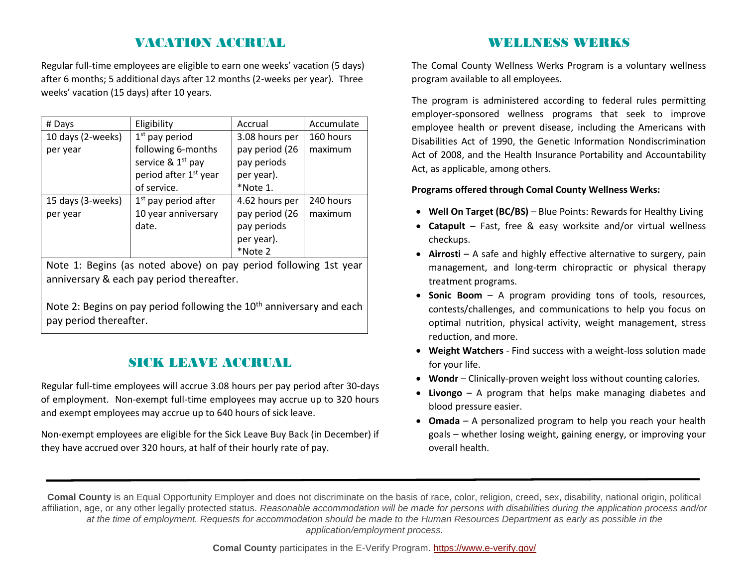## VACATION ACCRUAL

Regular full-time employees are eligible to earn one weeks' vacation (5 days) after 6 months; 5 additional days after 12 months (2-weeks per year). Three weeks' vacation (15 days) after 10 years.

| # Days | Eligibility | Accrual | Accumulate |
|---|---|---|---|
| 10 days (2-weeks) per year | 1st pay period following 6-months service & 1st pay period after 1st year of service. | 3.08 hours per pay period (26 pay periods per year). *Note 1. | 160 hours maximum |
| 15 days (3-weeks) per year | 1st pay period after 10 year anniversary date. | 4.62 hours per pay period (26 pay periods per year). *Note 2 | 240 hours maximum |

Note 1: Begins (as noted above) on pay period following 1st year anniversary & each pay period thereafter.

Note 2: Begins on pay period following the 10th anniversary and each pay period thereafter.

## SICK LEAVE ACCRUAL

Regular full-time employees will accrue 3.08 hours per pay period after 30-days of employment. Non-exempt full-time employees may accrue up to 320 hours and exempt employees may accrue up to 640 hours of sick leave.

Non-exempt employees are eligible for the Sick Leave Buy Back (in December) if they have accrued over 320 hours, at half of their hourly rate of pay.

## WELLNESS WERKS

The Comal County Wellness Werks Program is a voluntary wellness program available to all employees.

The program is administered according to federal rules permitting employer-sponsored wellness programs that seek to improve employee health or prevent disease, including the Americans with Disabilities Act of 1990, the Genetic Information Nondiscrimination Act of 2008, and the Health Insurance Portability and Accountability Act, as applicable, among others.

**Programs offered through Comal County Wellness Werks:**

- **Well On Target (BC/BS)** – Blue Points: Rewards for Healthy Living
- **Catapult** – Fast, free & easy worksite and/or virtual wellness checkups.
- **Airrosti** – A safe and highly effective alternative to surgery, pain management, and long-term chiropractic or physical therapy treatment programs.
- **Sonic Boom** – A program providing tons of tools, resources, contests/challenges, and communications to help you focus on optimal nutrition, physical activity, weight management, stress reduction, and more.
- **Weight Watchers** - Find success with a weight-loss solution made for your life.
- **Wondr** – Clinically-proven weight loss without counting calories.
- **Livongo** – A program that helps make managing diabetes and blood pressure easier.
- **Omada** – A personalized program to help you reach your health goals – whether losing weight, gaining energy, or improving your overall health.

---

**Comal County** is an Equal Opportunity Employer and does not discriminate on the basis of race, color, religion, creed, sex, disability, national origin, political affiliation, age, or any other legally protected status. *Reasonable accommodation will be made for persons with disabilities during the application process and/or at the time of employment. Requests for accommodation should be made to the Human Resources Department as early as possible in the application/employment process.*

**Comal County** participates in the E-Verify Program. https://www.e-verify.gov/